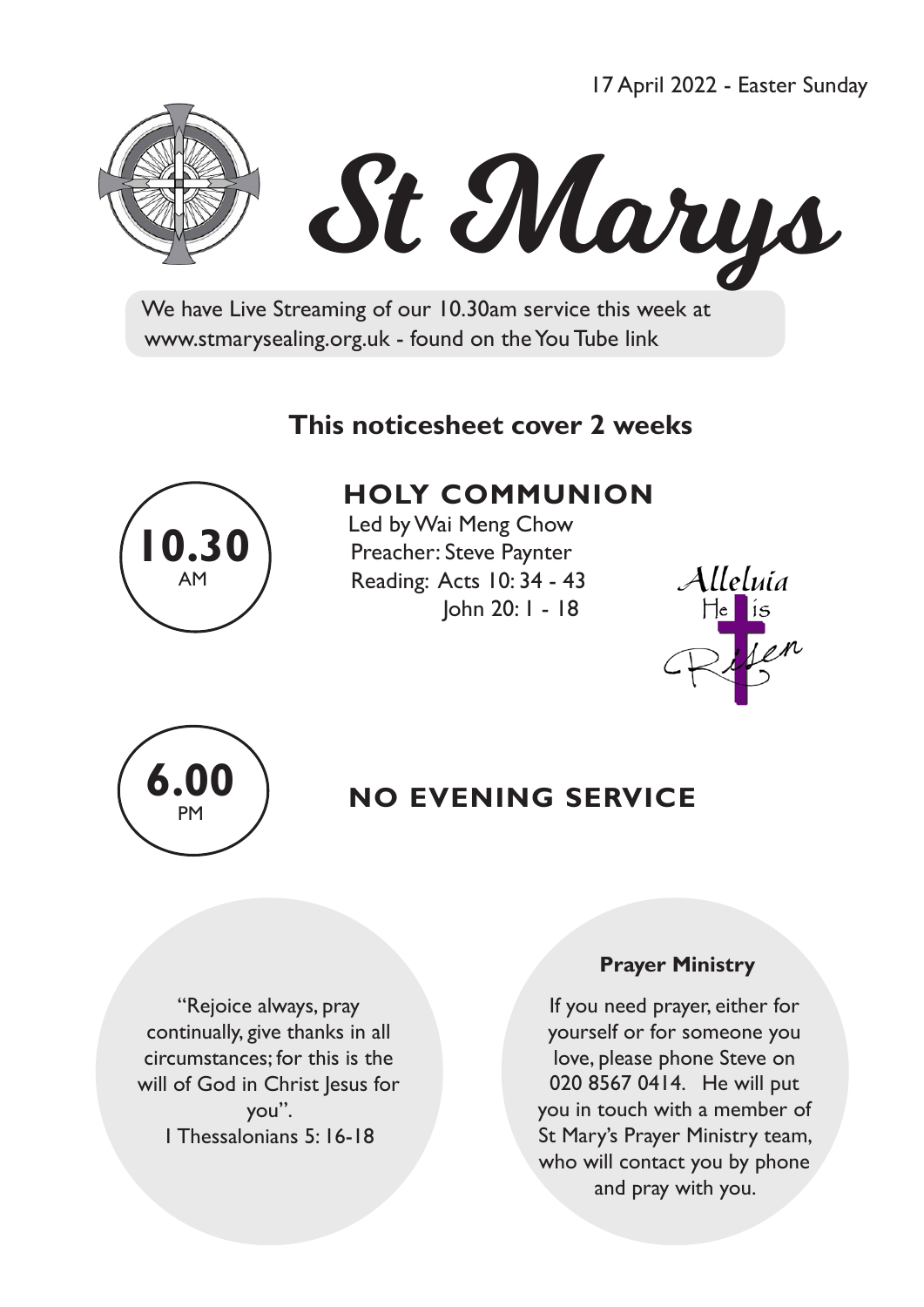17 April 2022 - Easter Sunday

# St Marys

We have Live Streaming of our 10.30am service this week at www.stmarysealing.org.uk - found on the You Tube link

## This noticesheet cover 2 weeks

**10.30** AM

## HOLY COMMUNION

Led by Wai Meng Chow
Preacher: Steve Paynter
Reading: Acts 10: 34 - 43
John 20: 1 - 18

Alleluia He is Risen

**6.00** PM

## NO EVENING SERVICE

"Rejoice always, pray continually, give thanks in all circumstances; for this is the will of God in Christ Jesus for you".
1 Thessalonians 5: 16-18

**Prayer Ministry**

If you need prayer, either for yourself or for someone you love, please phone Steve on 020 8567 0414. He will put you in touch with a member of St Mary's Prayer Ministry team, who will contact you by phone and pray with you.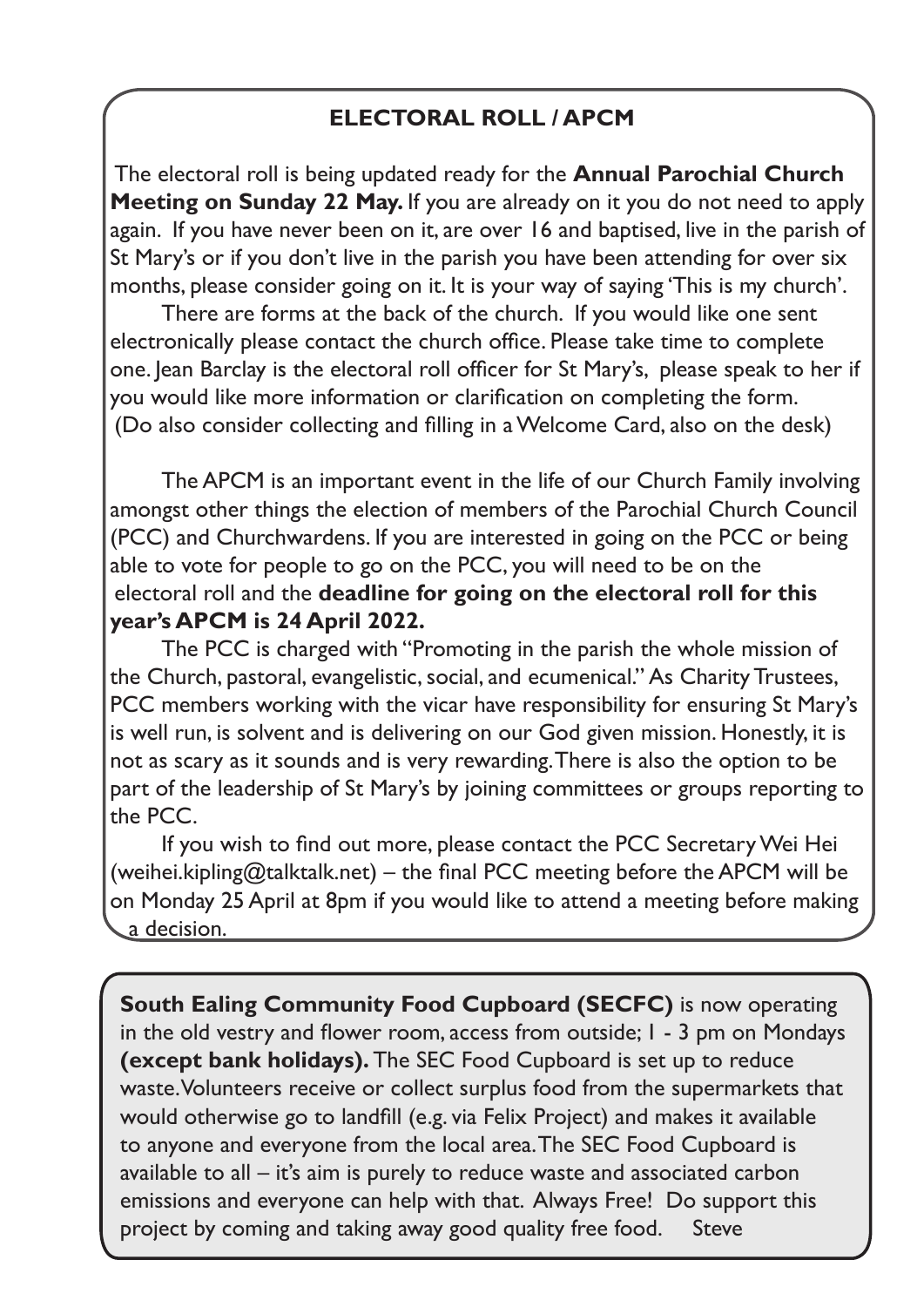## ELECTORAL ROLL / APCM

The electoral roll is being updated ready for the **Annual Parochial Church Meeting on Sunday 22 May.** If you are already on it you do not need to apply again. If you have never been on it, are over 16 and baptised, live in the parish of St Mary's or if you don't live in the parish you have been attending for over six months, please consider going on it. It is your way of saying 'This is my church'.

There are forms at the back of the church. If you would like one sent electronically please contact the church office. Please take time to complete one. Jean Barclay is the electoral roll officer for St Mary's, please speak to her if you would like more information or clarification on completing the form. (Do also consider collecting and filling in a Welcome Card, also on the desk)

The APCM is an important event in the life of our Church Family involving amongst other things the election of members of the Parochial Church Council (PCC) and Churchwardens. If you are interested in going on the PCC or being able to vote for people to go on the PCC, you will need to be on the electoral roll and the **deadline for going on the electoral roll for this year's APCM is 24 April 2022.**

The PCC is charged with "Promoting in the parish the whole mission of the Church, pastoral, evangelistic, social, and ecumenical." As Charity Trustees, PCC members working with the vicar have responsibility for ensuring St Mary's is well run, is solvent and is delivering on our God given mission. Honestly, it is not as scary as it sounds and is very rewarding. There is also the option to be part of the leadership of St Mary's by joining committees or groups reporting to the PCC.

If you wish to find out more, please contact the PCC Secretary Wei Hei (weihei.kipling@talktalk.net) – the final PCC meeting before the APCM will be on Monday 25 April at 8pm if you would like to attend a meeting before making a decision.

**South Ealing Community Food Cupboard (SECFC)** is now operating in the old vestry and flower room, access from outside; 1 - 3 pm on Mondays **(except bank holidays).** The SEC Food Cupboard is set up to reduce waste. Volunteers receive or collect surplus food from the supermarkets that would otherwise go to landfill (e.g. via Felix Project) and makes it available to anyone and everyone from the local area. The SEC Food Cupboard is available to all – it's aim is purely to reduce waste and associated carbon emissions and everyone can help with that. Always Free! Do support this project by coming and taking away good quality free food. Steve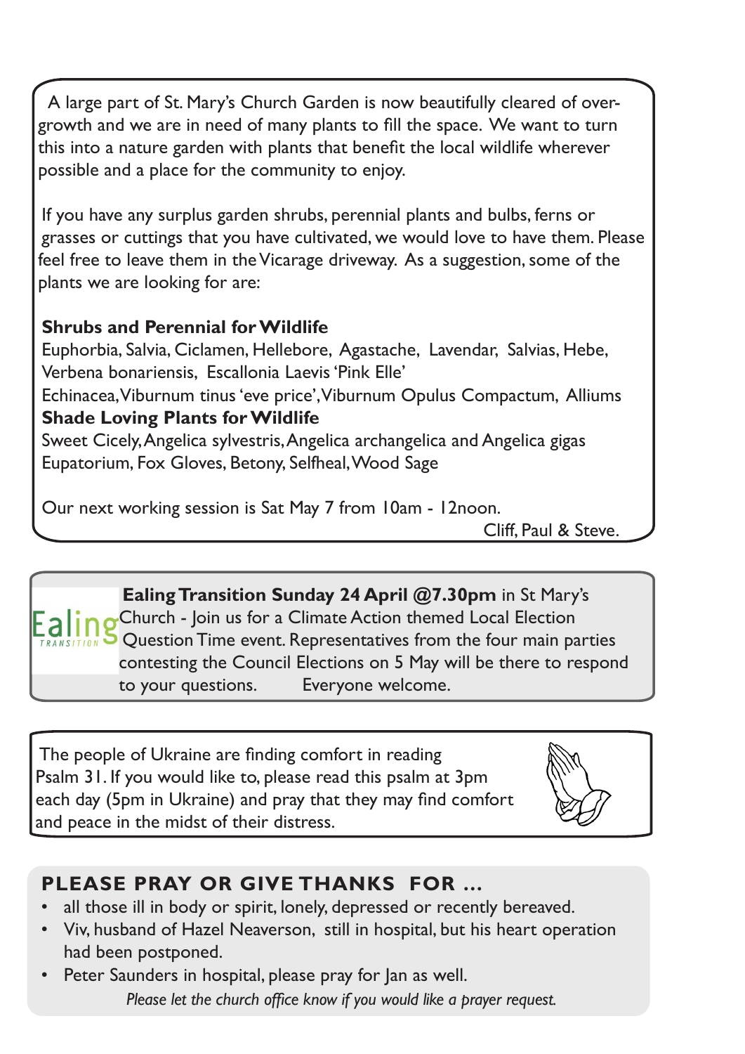A large part of St. Mary's Church Garden is now beautifully cleared of over-growth and we are in need of many plants to fill the space. We want to turn this into a nature garden with plants that benefit the local wildlife wherever possible and a place for the community to enjoy.

If you have any surplus garden shrubs, perennial plants and bulbs, ferns or grasses or cuttings that you have cultivated, we would love to have them. Please feel free to leave them in the Vicarage driveway. As a suggestion, some of the plants we are looking for are:

**Shrubs and Perennial for Wildlife**
Euphorbia, Salvia, Ciclamen, Hellebore, Agastache, Lavendar, Salvias, Hebe, Verbena bonariensis, Escallonia Laevis 'Pink Elle'
Echinacea, Viburnum tinus 'eve price', Viburnum Opulus Compactum, Alliums

**Shade Loving Plants for Wildlife**
Sweet Cicely, Angelica sylvestris, Angelica archangelica and Angelica gigas
Eupatorium, Fox Gloves, Betony, Selfheal, Wood Sage

Our next working session is Sat May 7 from 10am - 12noon.

Cliff, Paul & Steve.

---

Ealing TRANSITION

**Ealing Transition Sunday 24 April @7.30pm** in St Mary's Church - Join us for a Climate Action themed Local Election Question Time event. Representatives from the four main parties contesting the Council Elections on 5 May will be there to respond to your questions. Everyone welcome.

---

The people of Ukraine are finding comfort in reading Psalm 31. If you would like to, please read this psalm at 3pm each day (5pm in Ukraine) and pray that they may find comfort and peace in the midst of their distress.

---

## PLEASE PRAY OR GIVE THANKS FOR ...

- all those ill in body or spirit, lonely, depressed or recently bereaved.
- Viv, husband of Hazel Neaverson, still in hospital, but his heart operation had been postponed.
- Peter Saunders in hospital, please pray for Jan as well.

*Please let the church office know if you would like a prayer request.*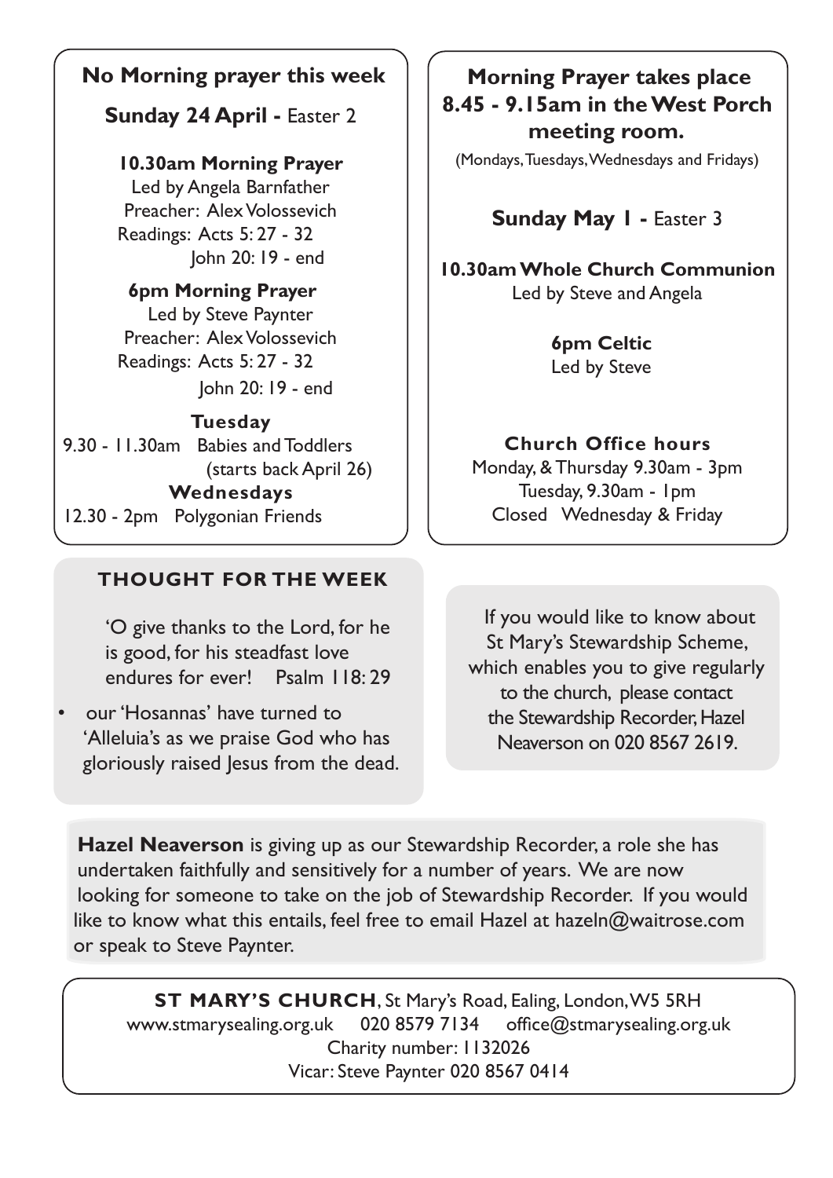**No Morning prayer this week**

**Sunday 24 April -** Easter 2

**10.30am Morning Prayer**

Led by Angela Barnfather
Preacher: Alex Volossevich
Readings: Acts 5: 27 - 32
John 20: 19 - end

**6pm Morning Prayer**

Led by Steve Paynter
Preacher: Alex Volossevich
Readings: Acts 5: 27 - 32
John 20: 19 - end

**Tuesday**

9.30 - 11.30am Babies and Toddlers (starts back April 26)

**Wednesdays**

12.30 - 2pm Polygonian Friends

**Morning Prayer takes place 8.45 - 9.15am in the West Porch meeting room.**

(Mondays, Tuesdays, Wednesdays and Fridays)

**Sunday May 1 -** Easter 3

**10.30am Whole Church Communion**

Led by Steve and Angela

**6pm Celtic**

Led by Steve

**Church Office hours**

Monday, & Thursday 9.30am - 3pm
Tuesday, 9.30am - 1pm
Closed Wednesday & Friday

**THOUGHT FOR THE WEEK**

'O give thanks to the Lord, for he is good, for his steadfast love endures for ever! Psalm 118: 29

- our 'Hosannas' have turned to 'Alleluia's as we praise God who has gloriously raised Jesus from the dead.

If you would like to know about St Mary's Stewardship Scheme, which enables you to give regularly to the church, please contact the Stewardship Recorder, Hazel Neaverson on 020 8567 2619.

**Hazel Neaverson** is giving up as our Stewardship Recorder, a role she has undertaken faithfully and sensitively for a number of years. We are now looking for someone to take on the job of Stewardship Recorder. If you would like to know what this entails, feel free to email Hazel at hazeln@waitrose.com or speak to Steve Paynter.

**ST MARY'S CHURCH**, St Mary's Road, Ealing, London, W5 5RH
www.stmarysealing.org.uk 020 8579 7134 office@stmarysealing.org.uk
Charity number: 1132026
Vicar: Steve Paynter 020 8567 0414